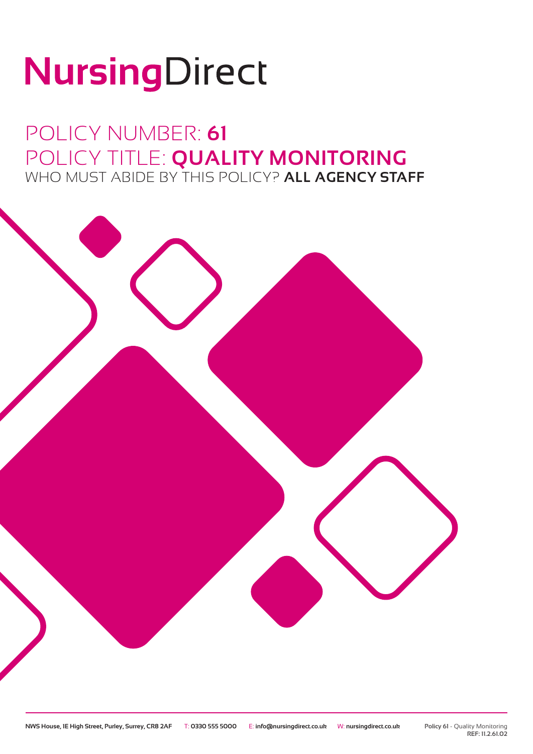# NursingDirect

## POLICY NUMBER: **61**
## POLICY TITLE: **QUALITY MONITORING**
### WHO MUST ABIDE BY THIS POLICY? **ALL AGENCY STAFF**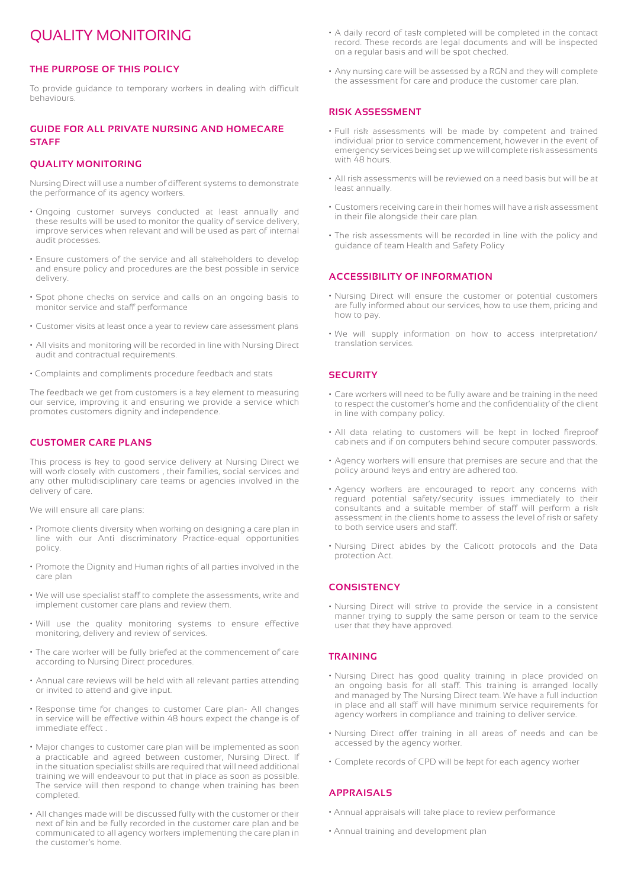# QUALITY MONITORING

## THE PURPOSE OF THIS POLICY

To provide guidance to temporary workers in dealing with difficult behaviours.

## GUIDE FOR ALL PRIVATE NURSING AND HOMECARE STAFF

## QUALITY MONITORING

Nursing Direct will use a number of different systems to demonstrate the performance of its agency workers.

- Ongoing customer surveys conducted at least annually and these results will be used to monitor the quality of service delivery, improve services when relevant and will be used as part of internal audit processes.
- Ensure customers of the service and all stakeholders to develop and ensure policy and procedures are the best possible in service delivery.
- Spot phone checks on service and calls on an ongoing basis to monitor service and staff performance
- Customer visits at least once a year to review care assessment plans
- All visits and monitoring will be recorded in line with Nursing Direct audit and contractual requirements.
- Complaints and compliments procedure feedback and stats

The feedback we get from customers is a key element to measuring our service, improving it and ensuring we provide a service which promotes customers dignity and independence.

## CUSTOMER CARE PLANS

This process is key to good service delivery at Nursing Direct we will work closely with customers , their families, social services and any other multidisciplinary care teams or agencies involved in the delivery of care.

We will ensure all care plans:

- Promote clients diversity when working on designing a care plan in line with our Anti discriminatory Practice-equal opportunities policy.
- Promote the Dignity and Human rights of all parties involved in the care plan
- We will use specialist staff to complete the assessments, write and implement customer care plans and review them.
- Will use the quality monitoring systems to ensure effective monitoring, delivery and review of services.
- The care worker will be fully briefed at the commencement of care according to Nursing Direct procedures.
- Annual care reviews will be held with all relevant parties attending or invited to attend and give input.
- Response time for changes to customer Care plan- All changes in service will be effective within 48 hours expect the change is of immediate effect .
- Major changes to customer care plan will be implemented as soon a practicable and agreed between customer, Nursing Direct. If in the situation specialist skills are required that will need additional training we will endeavour to put that in place as soon as possible. The service will then respond to change when training has been completed.
- All changes made will be discussed fully with the customer or their next of kin and be fully recorded in the customer care plan and be communicated to all agency workers implementing the care plan in the customer's home.
- A daily record of task completed will be completed in the contact record. These records are legal documents and will be inspected on a regular basis and will be spot checked.
- Any nursing care will be assessed by a RGN and they will complete the assessment for care and produce the customer care plan.

## RISK ASSESSMENT

- Full risk assessments will be made by competent and trained individual prior to service commencement, however in the event of emergency services being set up we will complete risk assessments with 48 hours.
- All risk assessments will be reviewed on a need basis but will be at least annually.
- Customers receiving care in their homes will have a risk assessment in their file alongside their care plan.
- The risk assessments will be recorded in line with the policy and guidance of team Health and Safety Policy

## ACCESSIBILITY OF INFORMATION

- Nursing Direct will ensure the customer or potential customers are fully informed about our services, how to use them, pricing and how to pay.
- We will supply information on how to access interpretation/ translation services.

## SECURITY

- Care workers will need to be fully aware and be training in the need to respect the customer's home and the confidentiality of the client in line with company policy.
- All data relating to customers will be kept in locked fireproof cabinets and if on computers behind secure computer passwords.
- Agency workers will ensure that premises are secure and that the policy around keys and entry are adhered too.
- Agency workers are encouraged to report any concerns with reguard potential safety/security issues immediately to their consultants and a suitable member of staff will perform a risk assessment in the clients home to assess the level of risk or safety to both service users and staff.
- Nursing Direct abides by the Calicott protocols and the Data protection Act.

## CONSISTENCY

- Nursing Direct will strive to provide the service in a consistent manner trying to supply the same person or team to the service user that they have approved.

## TRAINING

- Nursing Direct has good quality training in place provided on an ongoing basis for all staff. This training is arranged locally and managed by The Nursing Direct team. We have a full induction in place and all staff will have minimum service requirements for agency workers in compliance and training to deliver service.
- Nursing Direct offer training in all areas of needs and can be accessed by the agency worker.
- Complete records of CPD will be kept for each agency worker

## APPRAISALS

- Annual appraisals will take place to review performance
- Annual training and development plan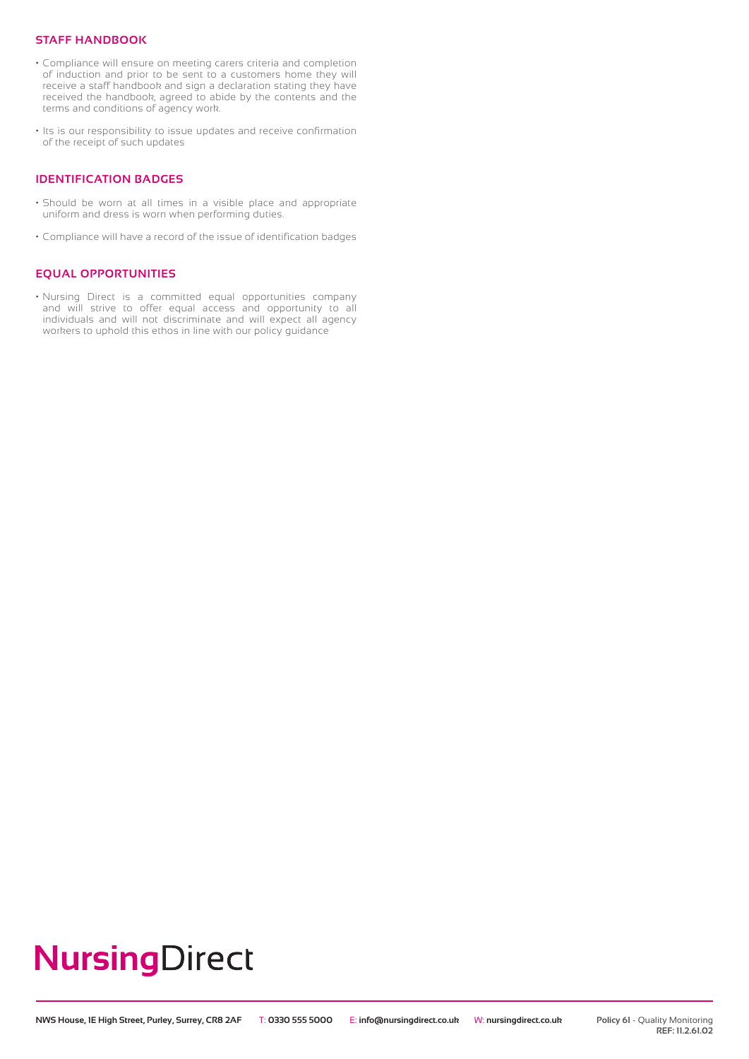## STAFF HANDBOOK

- Compliance will ensure on meeting carers criteria and completion of induction and prior to be sent to a customers home they will receive a staff handbook and sign a declaration stating they have received the handbook, agreed to abide by the contents and the terms and conditions of agency work.
- Its is our responsibility to issue updates and receive confirmation of the receipt of such updates

## IDENTIFICATION BADGES

- Should be worn at all times in a visible place and appropriate uniform and dress is worn when performing duties.
- Compliance will have a record of the issue of identification badges

## EQUAL OPPORTUNITIES

- Nursing Direct is a committed equal opportunities company and will strive to offer equal access and opportunity to all individuals and will not discriminate and will expect all agency workers to uphold this ethos in line with our policy guidance